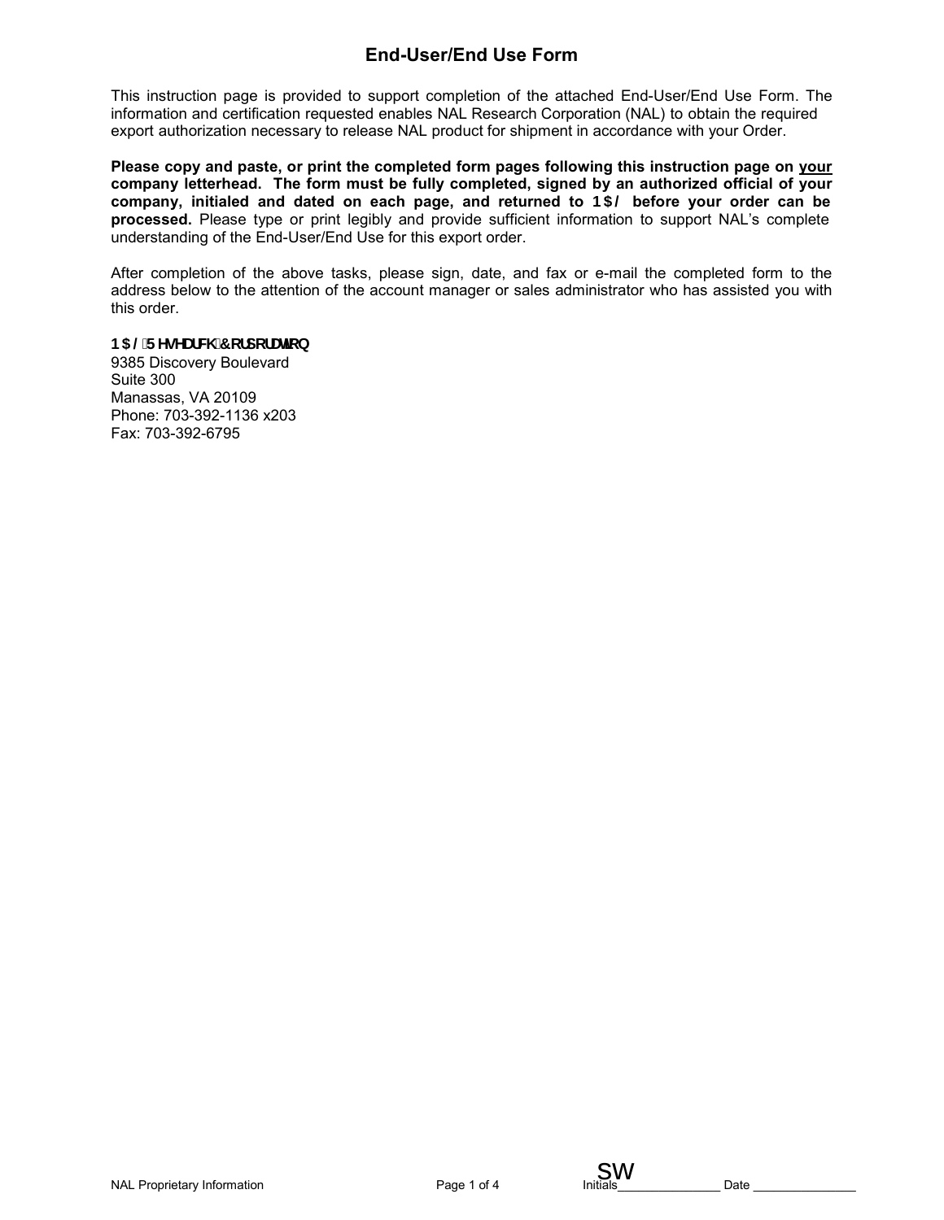# End-User/End Use Form

This instruction page is provided to support completion of the attached End-User/End Use Form. The information and certification requested enables NAL Research Corporation (NAL) to obtain the required export authorization necessary to release NAL product for shipment in accordance with your Order.

**Please copy and paste, or print the completed form pages following this instruction page on your company letterhead. The form must be fully completed, signed by an authorized official of your company, initialed and dated on each page, and returned to NAL before your order can be processed.** Please type or print legibly and provide sufficient information to support NAL's complete understanding of the End-User/End Use for this export order.

After completion of the above tasks, please sign, date, and fax or e-mail the completed form to the address below to the attention of the account manager or sales administrator who has assisted you with this order.

**NAL Research Corporation**
9385 Discovery Boulevard
Suite 300
Manassas, VA 20109
Phone: 703-392-1136 x203
Fax: 703-392-6795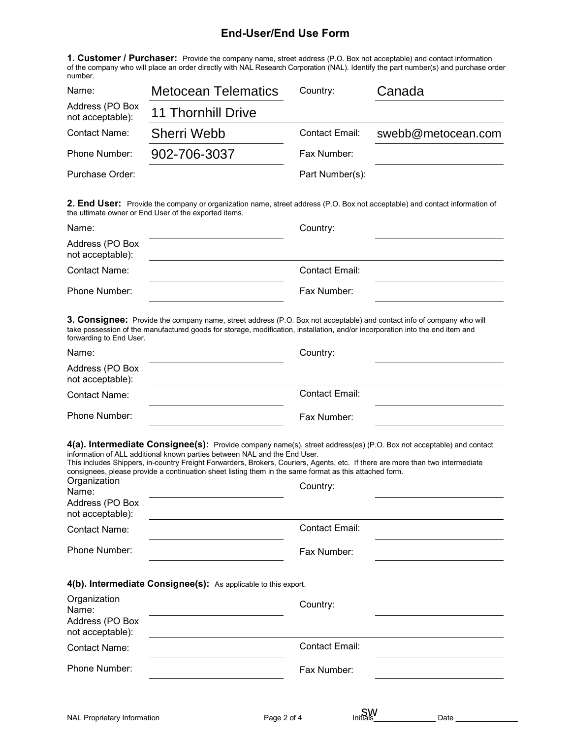# End-User/End Use Form

**1. Customer / Purchaser:** Provide the company name, street address (P.O. Box not acceptable) and contact information of the company who will place an order directly with NAL Research Corporation (NAL). Identify the part number(s) and purchase order number.

| | | | |
|---|---|---|---|
| Name: | Metocean Telematics | Country: | Canada |
| Address (PO Box not acceptable): | 11 Thornhill Drive | | |
| Contact Name: | Sherri Webb | Contact Email: | swebb@metocean.com |
| Phone Number: | 902-706-3037 | Fax Number: | |
| Purchase Order: | | Part Number(s): | |

**2. End User:** Provide the company or organization name, street address (P.O. Box not acceptable) and contact information of the ultimate owner or End User of the exported items.

| | | | |
|---|---|---|---|
| Name: | | Country: | |
| Address (PO Box not acceptable): | | | |
| Contact Name: | | Contact Email: | |
| Phone Number: | | Fax Number: | |

**3. Consignee:** Provide the company name, street address (P.O. Box not acceptable) and contact info of company who will take possession of the manufactured goods for storage, modification, installation, and/or incorporation into the end item and forwarding to End User.

| | | | |
|---|---|---|---|
| Name: | | Country: | |
| Address (PO Box not acceptable): | | | |
| Contact Name: | | Contact Email: | |
| Phone Number: | | Fax Number: | |

**4(a). Intermediate Consignee(s):** Provide company name(s), street address(es) (P.O. Box not acceptable) and contact information of ALL additional known parties between NAL and the End User.
This includes Shippers, in-country Freight Forwarders, Brokers, Couriers, Agents, etc. If there are more than two intermediate consignees, please provide a continuation sheet listing them in the same format as this attached form.

| | | | |
|---|---|---|---|
| Organization Name: | | Country: | |
| Address (PO Box not acceptable): | | | |
| Contact Name: | | Contact Email: | |
| Phone Number: | | Fax Number: | |

**4(b). Intermediate Consignee(s):** As applicable to this export.

| | | | |
|---|---|---|---|
| Organization Name: | | Country: | |
| Address (PO Box not acceptable): | | | |
| Contact Name: | | Contact Email: | |
| Phone Number: | | Fax Number: | |

NAL Proprietary Information Initials SW Date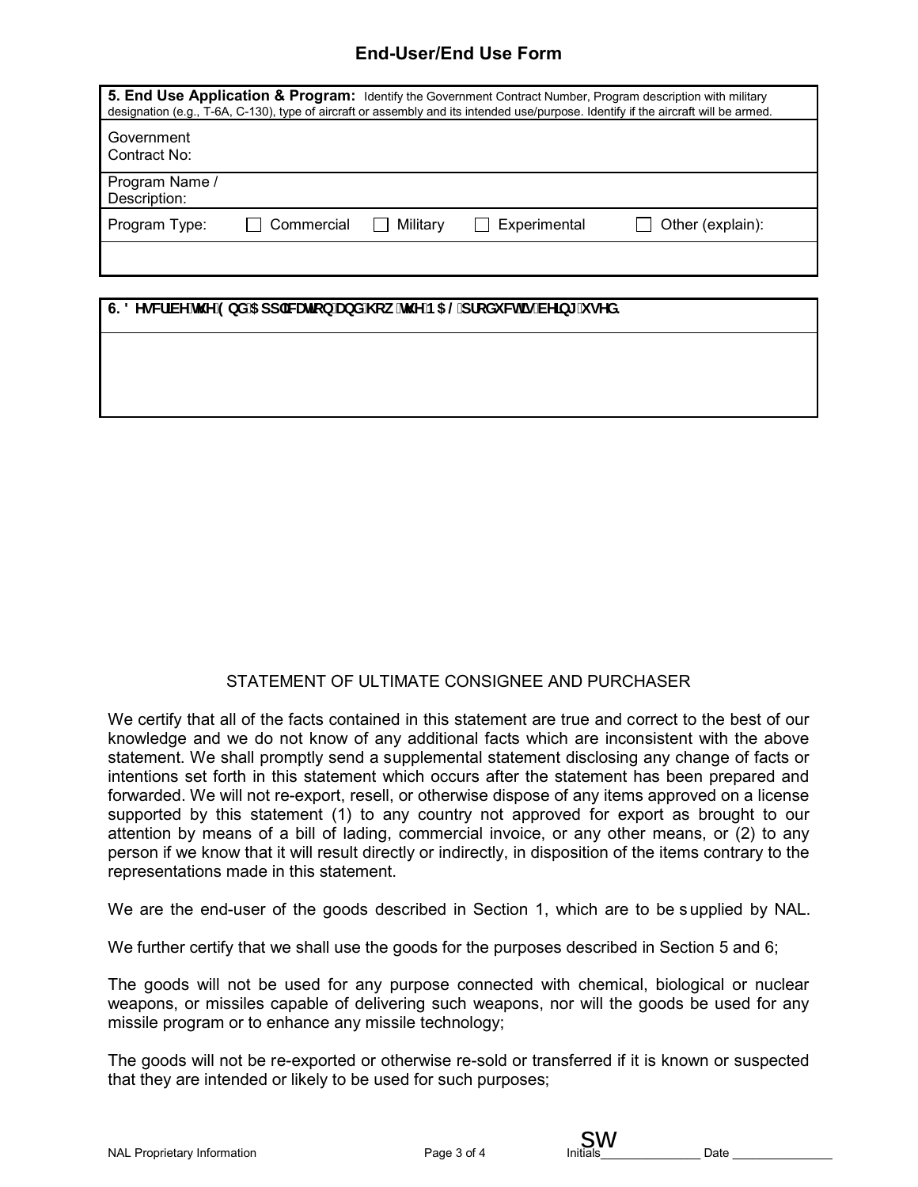## End-User/End Use Form

| **5. End Use Application & Program:** Identify the Government Contract Number, Program description with military designation (e.g., T-6A, C-130), type of aircraft or assembly and its intended use/purpose. Identify if the aircraft will be armed. | | | | |
|---|---|---|---|---|
| Government Contract No: | | | | |
| Program Name / Description: | | | | |
| Program Type: | ☐ Commercial | ☐ Military | ☐ Experimental | ☐ Other (explain): |
| | | | | |

| **6. ' HVFULEH WKH ( QG $ SSOLFDWLRQ DQG KRZ WKH 1 $ / SURGXFWLV EHLQJ XVHG.** |
|---|
| |

### STATEMENT OF ULTIMATE CONSIGNEE AND PURCHASER

We certify that all of the facts contained in this statement are true and correct to the best of our knowledge and we do not know of any additional facts which are inconsistent with the above statement. We shall promptly send a supplemental statement disclosing any change of facts or intentions set forth in this statement which occurs after the statement has been prepared and forwarded. We will not re-export, resell, or otherwise dispose of any items approved on a license supported by this statement (1) to any country not approved for export as brought to our attention by means of a bill of lading, commercial invoice, or any other means, or (2) to any person if we know that it will result directly or indirectly, in disposition of the items contrary to the representations made in this statement.

We are the end-user of the goods described in Section 1, which are to be supplied by NAL.

We further certify that we shall use the goods for the purposes described in Section 5 and 6;

The goods will not be used for any purpose connected with chemical, biological or nuclear weapons, or missiles capable of delivering such weapons, nor will the goods be used for any missile program or to enhance any missile technology;

The goods will not be re-exported or otherwise re-sold or transferred if it is known or suspected that they are intended or likely to be used for such purposes;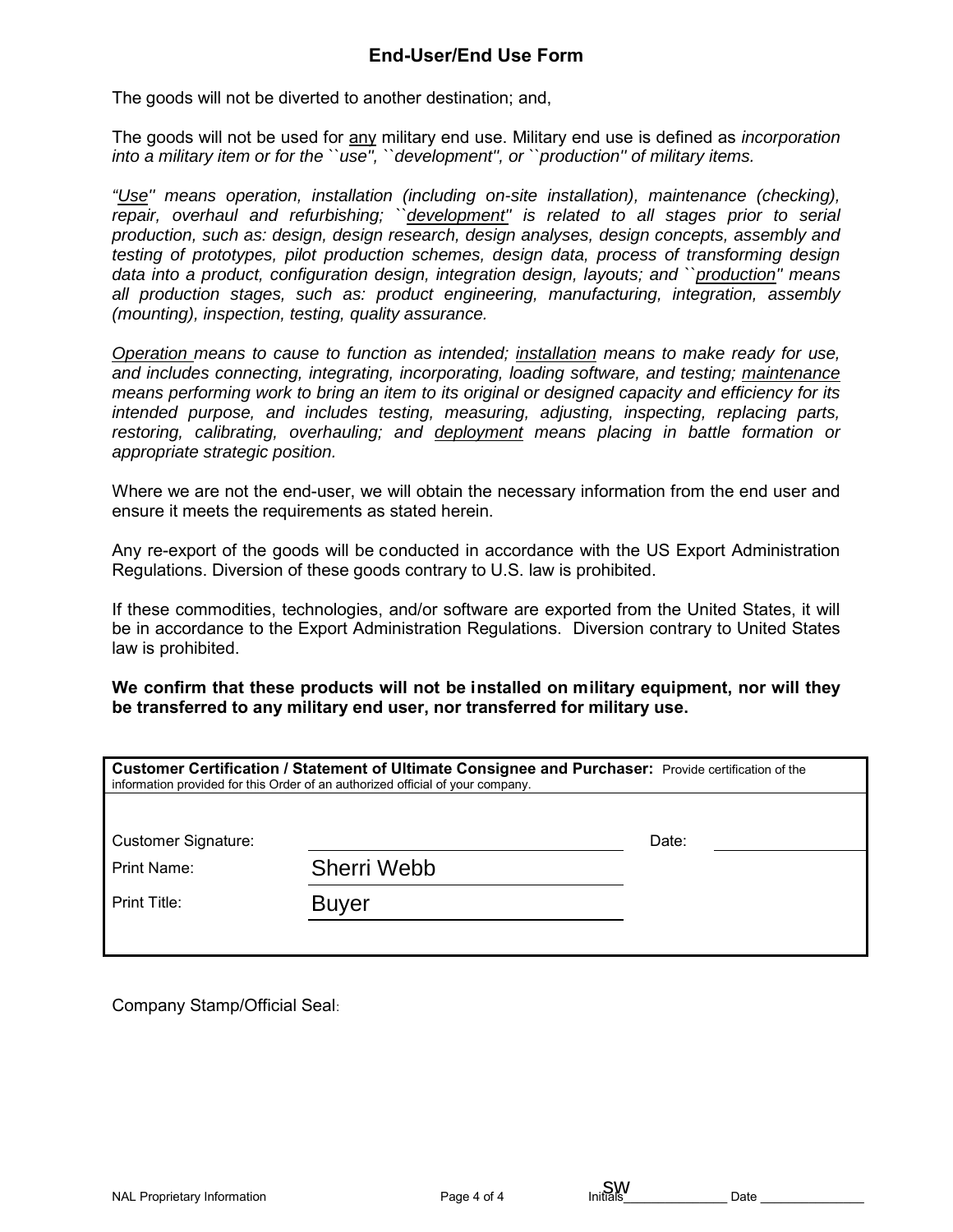## End-User/End Use Form

The goods will not be diverted to another destination; and,

The goods will not be used for any military end use. Military end use is defined as *incorporation into a military item or for the ``use'', ``development'', or ``production'' of military items.*

*"Use'' means operation, installation (including on-site installation), maintenance (checking), repair, overhaul and refurbishing; ``development'' is related to all stages prior to serial production, such as: design, design research, design analyses, design concepts, assembly and testing of prototypes, pilot production schemes, design data, process of transforming design data into a product, configuration design, integration design, layouts; and ``production'' means all production stages, such as: product engineering, manufacturing, integration, assembly (mounting), inspection, testing, quality assurance.*

*Operation means to cause to function as intended; installation means to make ready for use, and includes connecting, integrating, incorporating, loading software, and testing; maintenance means performing work to bring an item to its original or designed capacity and efficiency for its intended purpose, and includes testing, measuring, adjusting, inspecting, replacing parts, restoring, calibrating, overhauling; and deployment means placing in battle formation or appropriate strategic position.*

Where we are not the end-user, we will obtain the necessary information from the end user and ensure it meets the requirements as stated herein.

Any re-export of the goods will be conducted in accordance with the US Export Administration Regulations. Diversion of these goods contrary to U.S. law is prohibited.

If these commodities, technologies, and/or software are exported from the United States, it will be in accordance to the Export Administration Regulations. Diversion contrary to United States law is prohibited.

**We confirm that these products will not be installed on military equipment, nor will they be transferred to any military end user, nor transferred for military use.**

**Customer Certification / Statement of Ultimate Consignee and Purchaser:** Provide certification of the information provided for this Order of an authorized official of your company.

| | | | |
|---|---|---|---|
| Customer Signature: | | Date: | |
| Print Name: | Sherri Webb | | |
| Print Title: | Buyer | | |

Company Stamp/Official Seal:

NAL Proprietary Information

Initials SW _______________ Date _______________